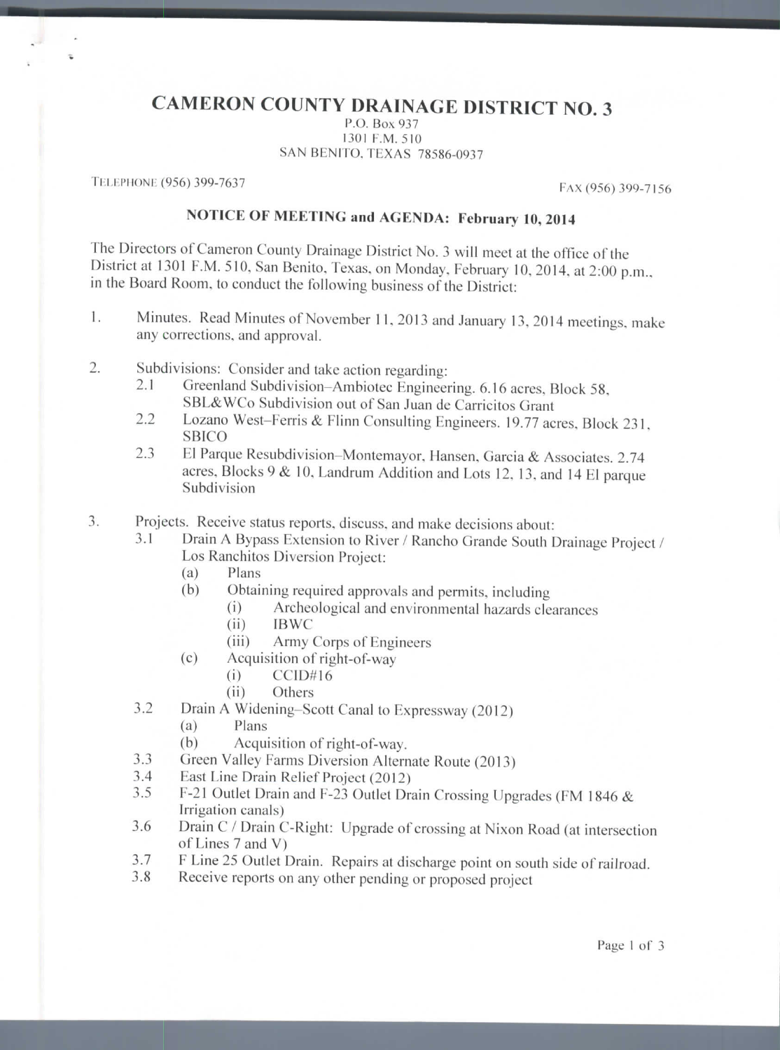# CAMERON COUNTY DRAINAGE DISTRICT NO. 3

P.O. Box 937
1301 F.M. 510
SAN BENITO, TEXAS 78586-0937

TELEPHONE (956) 399-7637

FAX (956) 399-7156

## NOTICE OF MEETING and AGENDA: February 10, 2014

The Directors of Cameron County Drainage District No. 3 will meet at the office of the District at 1301 F.M. 510, San Benito, Texas, on Monday, February 10, 2014, at 2:00 p.m., in the Board Room, to conduct the following business of the District:

1. Minutes. Read Minutes of November 11, 2013 and January 13, 2014 meetings, make any corrections, and approval.

2. Subdivisions: Consider and take action regarding:
   - 2.1 Greenland Subdivision–Ambiotec Engineering. 6.16 acres, Block 58, SBL&WCo Subdivision out of San Juan de Carricitos Grant
   - 2.2 Lozano West–Ferris & Flinn Consulting Engineers. 19.77 acres, Block 231, SBICO
   - 2.3 El Parque Resubdivision–Montemayor, Hansen, Garcia & Associates. 2.74 acres, Blocks 9 & 10, Landrum Addition and Lots 12, 13, and 14 El parque Subdivision

3. Projects. Receive status reports, discuss, and make decisions about:
   - 3.1 Drain A Bypass Extension to River / Rancho Grande South Drainage Project / Los Ranchitos Diversion Project:
     - (a) Plans
     - (b) Obtaining required approvals and permits, including
       - (i) Archeological and environmental hazards clearances
       - (ii) IBWC
       - (iii) Army Corps of Engineers
     - (c) Acquisition of right-of-way
       - (i) CCID#16
       - (ii) Others
   - 3.2 Drain A Widening–Scott Canal to Expressway (2012)
     - (a) Plans
     - (b) Acquisition of right-of-way.
   - 3.3 Green Valley Farms Diversion Alternate Route (2013)
   - 3.4 East Line Drain Relief Project (2012)
   - 3.5 F-21 Outlet Drain and F-23 Outlet Drain Crossing Upgrades (FM 1846 & Irrigation canals)
   - 3.6 Drain C / Drain C-Right: Upgrade of crossing at Nixon Road (at intersection of Lines 7 and V)
   - 3.7 F Line 25 Outlet Drain. Repairs at discharge point on south side of railroad.
   - 3.8 Receive reports on any other pending or proposed project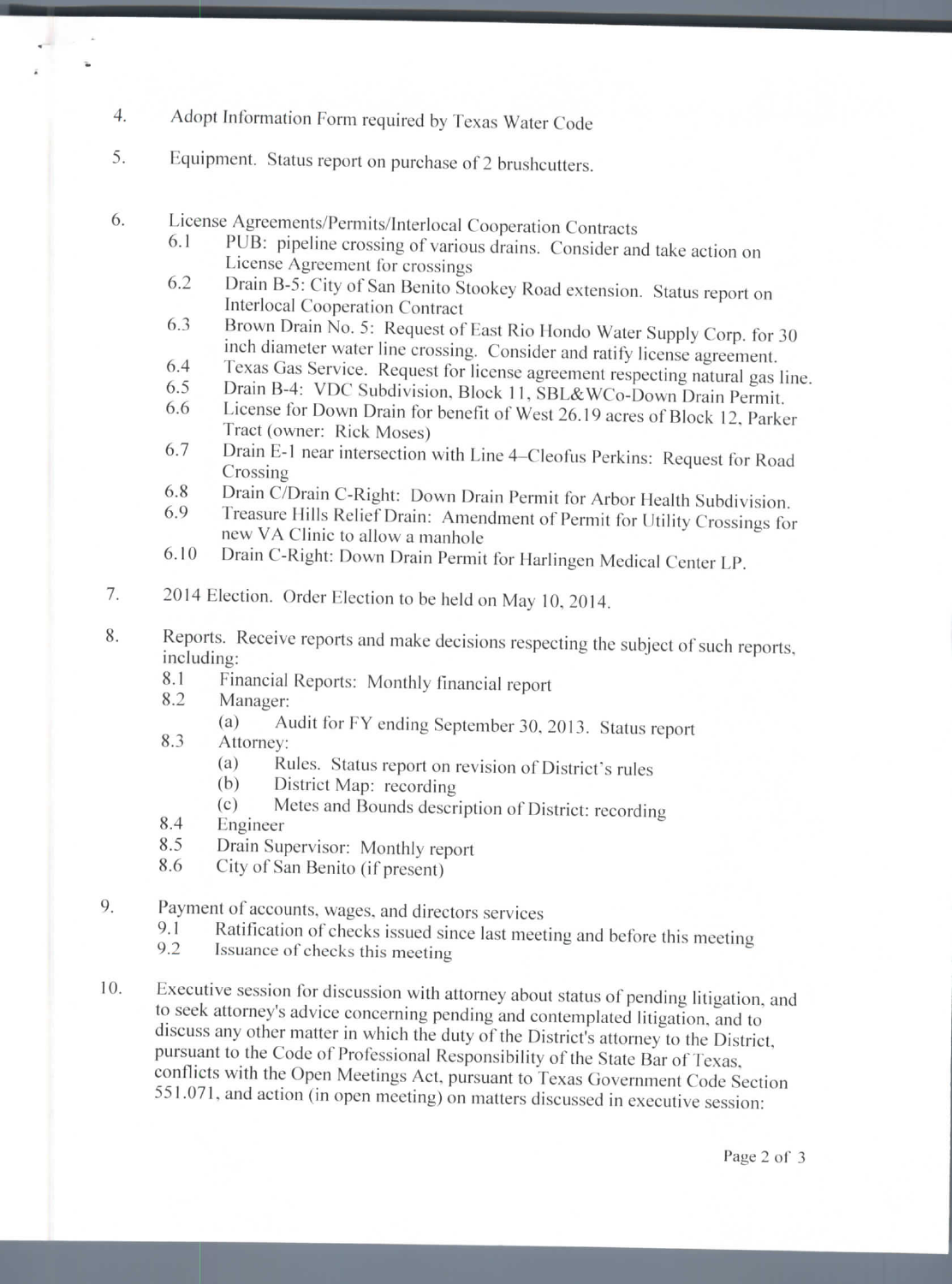4. Adopt Information Form required by Texas Water Code

5. Equipment. Status report on purchase of 2 brushcutters.

6. License Agreements/Permits/Interlocal Cooperation Contracts
   - 6.1 PUB: pipeline crossing of various drains. Consider and take action on License Agreement for crossings
   - 6.2 Drain B-5: City of San Benito Stookey Road extension. Status report on Interlocal Cooperation Contract
   - 6.3 Brown Drain No. 5: Request of East Rio Hondo Water Supply Corp. for 30 inch diameter water line crossing. Consider and ratify license agreement.
   - 6.4 Texas Gas Service. Request for license agreement respecting natural gas line.
   - 6.5 Drain B-4: VDC Subdivision, Block 11, SBL&WCo-Down Drain Permit.
   - 6.6 License for Down Drain for benefit of West 26.19 acres of Block 12, Parker Tract (owner: Rick Moses)
   - 6.7 Drain E-1 near intersection with Line 4–Cleofus Perkins: Request for Road Crossing
   - 6.8 Drain C/Drain C-Right: Down Drain Permit for Arbor Health Subdivision.
   - 6.9 Treasure Hills Relief Drain: Amendment of Permit for Utility Crossings for new VA Clinic to allow a manhole
   - 6.10 Drain C-Right: Down Drain Permit for Harlingen Medical Center LP.

7. 2014 Election. Order Election to be held on May 10, 2014.

8. Reports. Receive reports and make decisions respecting the subject of such reports, including:
   - 8.1 Financial Reports: Monthly financial report
   - 8.2 Manager:
     - (a) Audit for FY ending September 30, 2013. Status report
   - 8.3 Attorney:
     - (a) Rules. Status report on revision of District's rules
     - (b) District Map: recording
     - (c) Metes and Bounds description of District: recording
   - 8.4 Engineer
   - 8.5 Drain Supervisor: Monthly report
   - 8.6 City of San Benito (if present)

9. Payment of accounts, wages, and directors services
   - 9.1 Ratification of checks issued since last meeting and before this meeting
   - 9.2 Issuance of checks this meeting

10. Executive session for discussion with attorney about status of pending litigation, and to seek attorney's advice concerning pending and contemplated litigation, and to discuss any other matter in which the duty of the District's attorney to the District, pursuant to the Code of Professional Responsibility of the State Bar of Texas, conflicts with the Open Meetings Act, pursuant to Texas Government Code Section 551.071, and action (in open meeting) on matters discussed in executive session: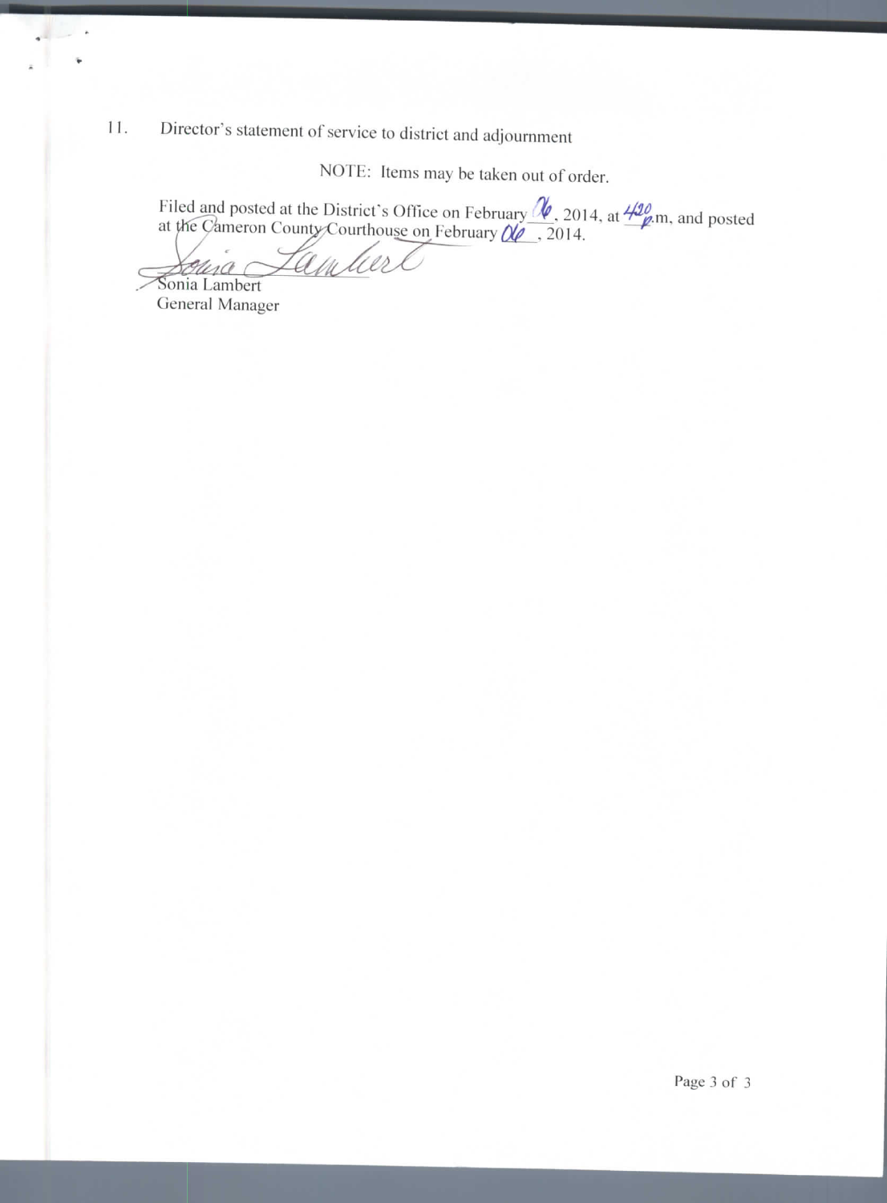11. Director's statement of service to district and adjournment

NOTE: Items may be taken out of order.

Filed and posted at the District's Office on February 06, 2014, at 4:20 p.m, and posted at the Cameron County Courthouse on February 06, 2014.

Sonia Lambert
Sonia Lambert
General Manager